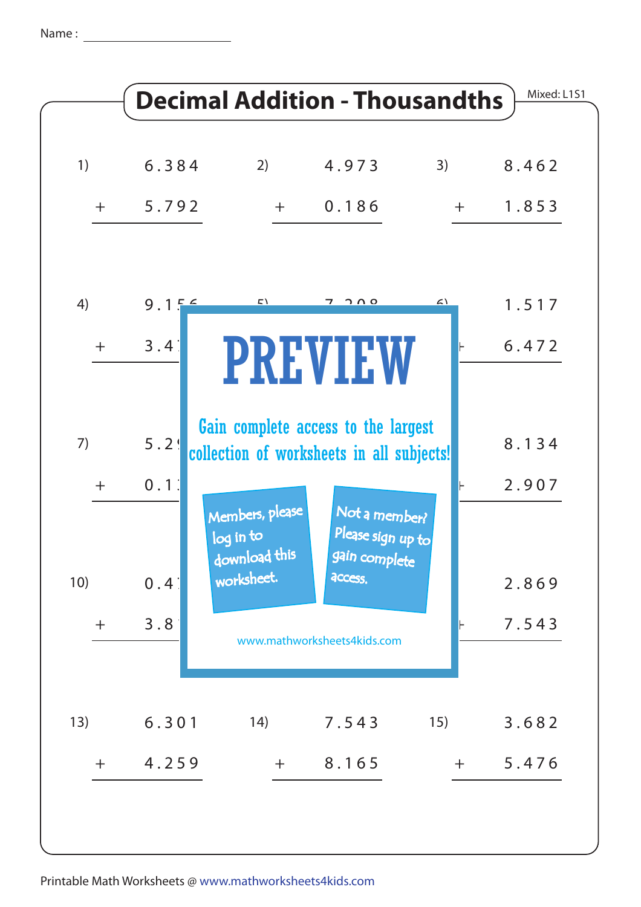Name : ____________________

# Decimal Addition - Thousandths

Mixed: L1S1

1) 6.384 + 5.792

2) 4.973 + 0.186

3) 8.462 + 1.853

4) 9.15… + 3.4…

5) 7.208 + …

6) 1.517 + 6.472

7) 5.2… + 0.1…

8) …

9) 8.134 + 2.907

10) 0.4… + 3.8…

11) …

12) 2.869 + 7.543

PREVIEW

Gain complete access to the largest collection of worksheets in all subjects!

Members, please log in to download this worksheet.

Not a member? Please sign up to gain complete access.

www.mathworksheets4kids.com

13) 6.301 + 4.259

14) 7.543 + 8.165

15) 3.682 + 5.476

Printable Math Worksheets @ www.mathworksheets4kids.com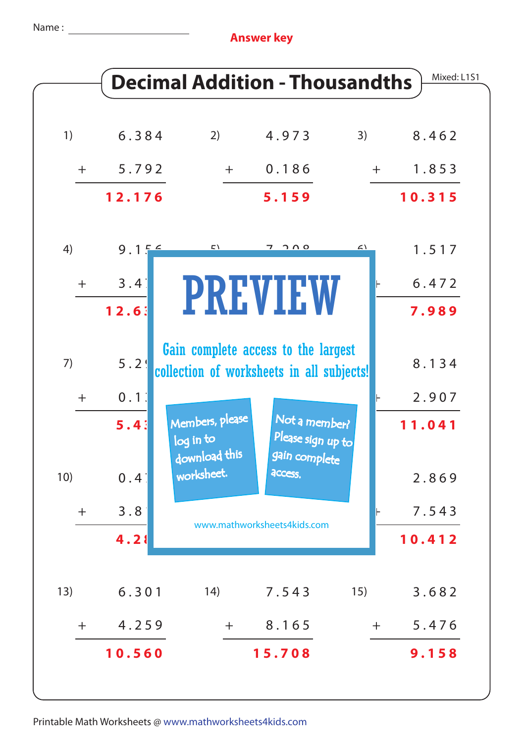Name : ____________________

**Answer key**

# Decimal Addition - Thousandths

Mixed: L1S1

1) 6.384 + 5.792 = **12.176**

2) 4.973 + 0.186 = **5.159**

3) 8.462 + 1.853 = **10.315**

4) 9.15… + 3.4… = **12.6…**

5) 7.208 + …

6) 1.517 + 6.472 = **7.989**

7) 5.2… + 0.1… = **5.4…**

8) …

9) 8.134 + 2.907 = **11.041**

10) 0.4… + 3.8… = **4.2…**

11) …

12) 2.869 + 7.543 = **10.412**

13) 6.301 + 4.259 = **10.560**

14) 7.543 + 8.165 = **15.708**

15) 3.682 + 5.476 = **9.158**

PREVIEW

Gain complete access to the largest collection of worksheets in all subjects!

Members, please log in to download this worksheet.

Not a member? Please sign up to gain complete access.

www.mathworksheets4kids.com

Printable Math Worksheets @ www.mathworksheets4kids.com